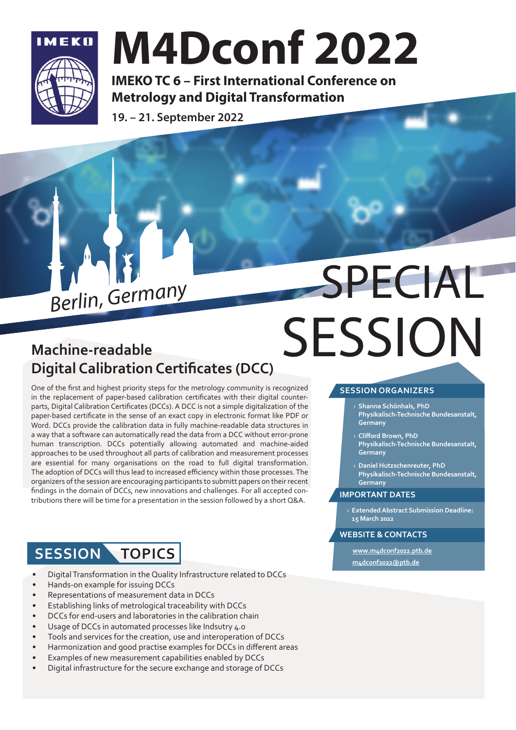IMEKO

# M4Dconf 2022

**IMEKO TC 6 – First International Conference on Metrology and Digital Transformation**

**19. – 21. September 2022**

*Berlin, Germany*

# SPECIAL SESSION

## Machine-readable Digital Calibration Certificates (DCC)

One of the first and highest priority steps for the metrology community is recognized in the replacement of paper-based calibration certificates with their digital counterparts, Digital Calibration Certificates (DCCs). A DCC is not a simple digitalization of the paper-based certificate in the sense of an exact copy in electronic format like PDF or Word. DCCs provide the calibration data in fully machine-readable data structures in a way that a software can automatically read the data from a DCC without error-prone human transcription. DCCs potentially allowing automated and machine-aided approaches to be used throughout all parts of calibration and measurement processes are essential for many organisations on the road to full digital transformation. The adoption of DCCs will thus lead to increased efficiency within those processes. The organizers of the session are encouraging participants to submitt papers on their recent findings in the domain of DCCs, new innovations and challenges. For all accepted contributions there will be time for a presentation in the session followed by a short Q&A.

### SESSION ORGANIZERS

- **Shanna Schönhals, PhD**
  **Physikalisch-Technische Bundesanstalt, Germany**
- **Clifford Brown, PhD**
  **Physikalisch-Technische Bundesanstalt, Germany**
- **Daniel Hutzschenreuter, PhD**
  **Physikalisch-Technische Bundesanstalt, Germany**

### IMPORTANT DATES

- **Extended Abstract Submission Deadline: 15 March 2022**

### WEBSITE & CONTACTS

www.m4dconf2022.ptb.de

m4dconf2022@ptb.de

## SESSION TOPICS

- Digital Transformation in the Quality Infrastructure related to DCCs
- Hands-on example for issuing DCCs
- Representations of measurement data in DCCs
- Establishing links of metrological traceability with DCCs
- DCCs for end-users and laboratories in the calibration chain
- Usage of DCCs in automated processes like Indsutry 4.0
- Tools and services for the creation, use and interoperation of DCCs
- Harmonization and good practise examples for DCCs in different areas
- Examples of new measurement capabilities enabled by DCCs
- Digital infrastructure for the secure exchange and storage of DCCs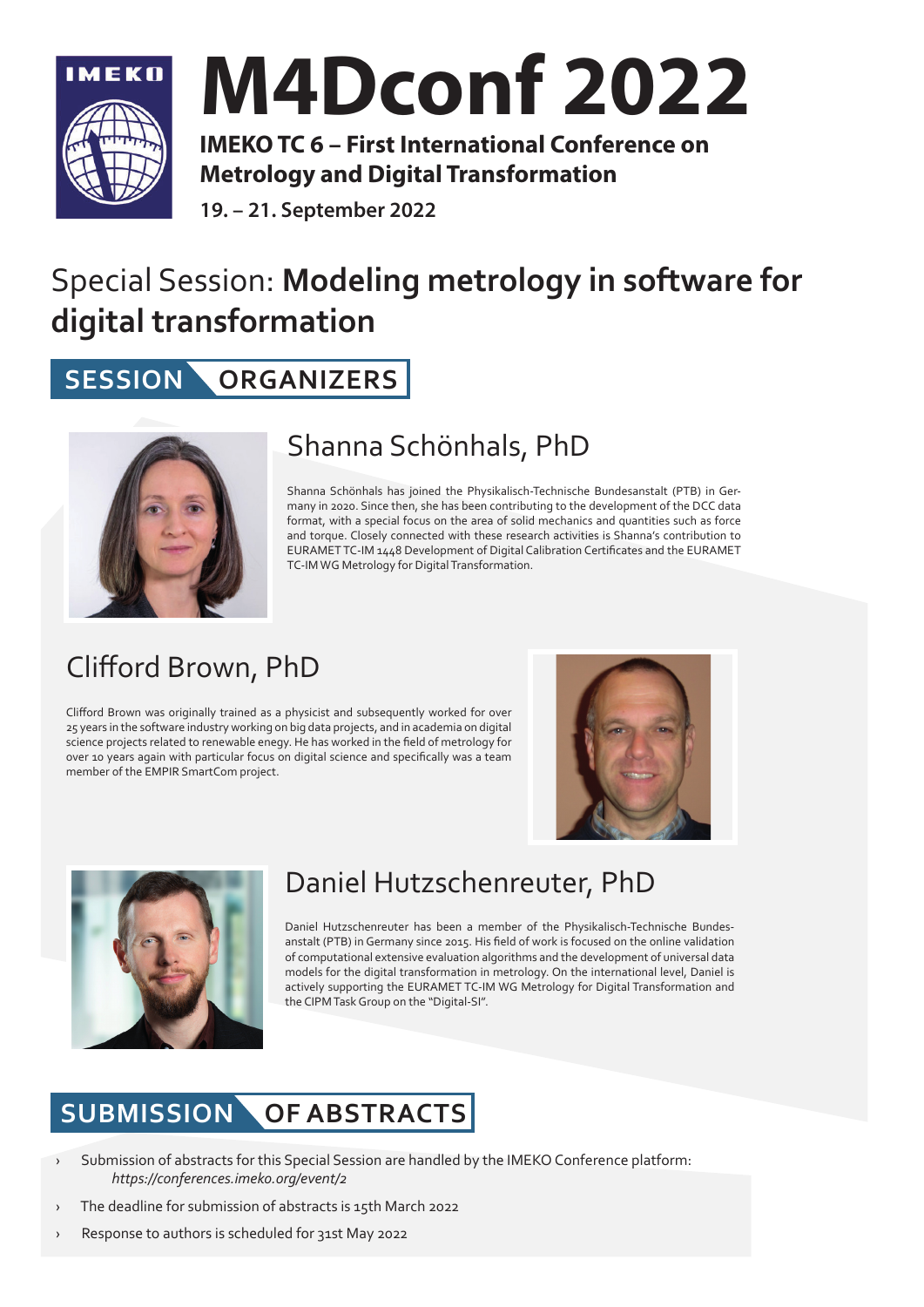# M4Dconf 2022

**IMEKO TC 6 – First International Conference on Metrology and Digital Transformation**

**19. – 21. September 2022**

## Special Session: **Modeling metrology in software for digital transformation**

## SESSION ORGANIZERS

### Shanna Schönhals, PhD

Shanna Schönhals has joined the Physikalisch-Technische Bundesanstalt (PTB) in Germany in 2020. Since then, she has been contributing to the development of the DCC data format, with a special focus on the area of solid mechanics and quantities such as force and torque. Closely connected with these research activities is Shanna's contribution to EURAMET TC-IM 1448 Development of Digital Calibration Certificates and the EURAMET TC-IM WG Metrology for Digital Transformation.

### Clifford Brown, PhD

Clifford Brown was originally trained as a physicist and subsequently worked for over 25 years in the software industry working on big data projects, and in academia on digital science projects related to renewable enegy. He has worked in the field of metrology for over 10 years again with particular focus on digital science and specifically was a team member of the EMPIR SmartCom project.

### Daniel Hutzschenreuter, PhD

Daniel Hutzschenreuter has been a member of the Physikalisch-Technische Bundesanstalt (PTB) in Germany since 2015. His field of work is focused on the online validation of computational extensive evaluation algorithms and the development of universal data models for the digital transformation in metrology. On the international level, Daniel is actively supporting the EURAMET TC-IM WG Metrology for Digital Transformation and the CIPM Task Group on the "Digital-SI".

## SUBMISSION OF ABSTRACTS

- Submission of abstracts for this Special Session are handled by the IMEKO Conference platform: *https://conferences.imeko.org/event/2*
- The deadline for submission of abstracts is 15th March 2022
- Response to authors is scheduled for 31st May 2022